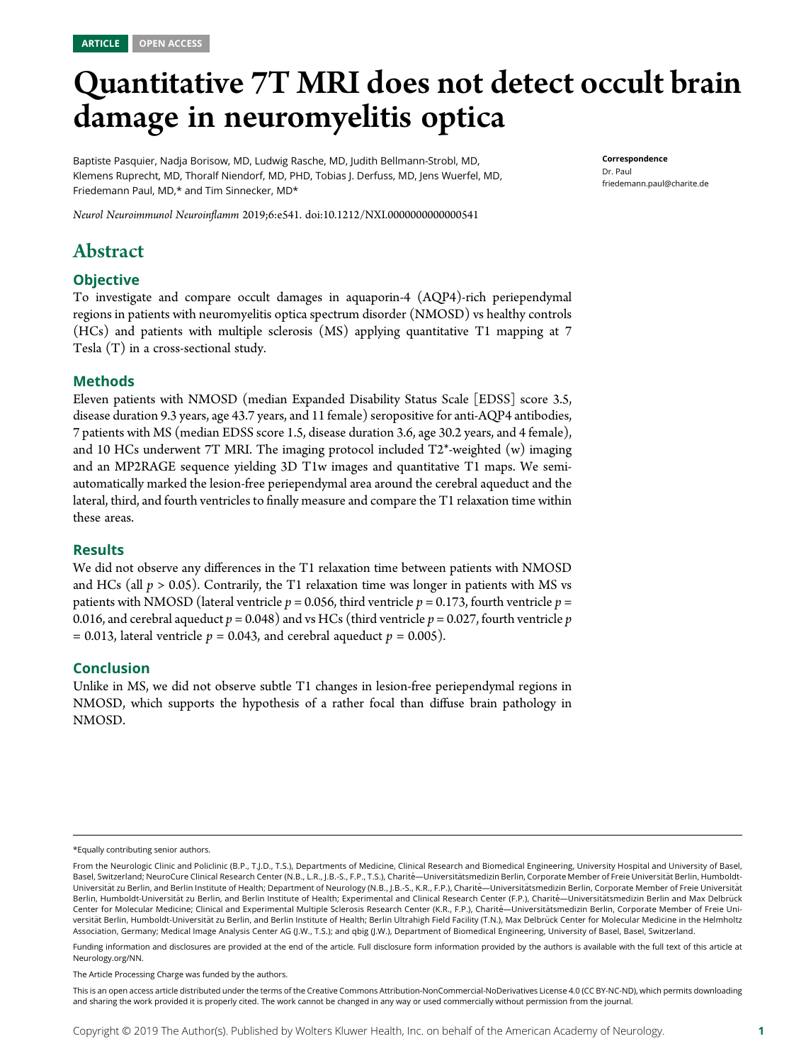ARTICLE OPEN ACCESS

# Quantitative 7T MRI does not detect occult brain damage in neuromyelitis optica

Baptiste Pasquier, Nadja Borisow, MD, Ludwig Rasche, MD, Judith Bellmann-Strobl, MD, Klemens Ruprecht, MD, Thoralf Niendorf, MD, PHD, Tobias J. Derfuss, MD, Jens Wuerfel, MD, Friedemann Paul, MD,* and Tim Sinnecker, MD*

*Neurol Neuroimmunol Neuroinflamm* 2019;6:e541. doi:10.1212/NXI.0000000000000541

**Correspondence**
Dr. Paul
friedemann.paul@charite.de

## Abstract

### Objective

To investigate and compare occult damages in aquaporin-4 (AQP4)-rich periependymal regions in patients with neuromyelitis optica spectrum disorder (NMOSD) vs healthy controls (HCs) and patients with multiple sclerosis (MS) applying quantitative T1 mapping at 7 Tesla (T) in a cross-sectional study.

### Methods

Eleven patients with NMOSD (median Expanded Disability Status Scale [EDSS] score 3.5, disease duration 9.3 years, age 43.7 years, and 11 female) seropositive for anti-AQP4 antibodies, 7 patients with MS (median EDSS score 1.5, disease duration 3.6, age 30.2 years, and 4 female), and 10 HCs underwent 7T MRI. The imaging protocol included T2*-weighted (w) imaging and an MP2RAGE sequence yielding 3D T1w images and quantitative T1 maps. We semi-automatically marked the lesion-free periependymal area around the cerebral aqueduct and the lateral, third, and fourth ventricles to finally measure and compare the T1 relaxation time within these areas.

### Results

We did not observe any differences in the T1 relaxation time between patients with NMOSD and HCs (all $p > 0.05$). Contrarily, the T1 relaxation time was longer in patients with MS vs patients with NMOSD (lateral ventricle $p = 0.056$, third ventricle $p = 0.173$, fourth ventricle $p = 0.016$, and cerebral aqueduct $p = 0.048$) and vs HCs (third ventricle $p = 0.027$, fourth ventricle $p = 0.013$, lateral ventricle $p = 0.043$, and cerebral aqueduct $p = 0.005$).

### Conclusion

Unlike in MS, we did not observe subtle T1 changes in lesion-free periependymal regions in NMOSD, which supports the hypothesis of a rather focal than diffuse brain pathology in NMOSD.

*Equally contributing senior authors.

From the Neurologic Clinic and Policlinic (B.P., T.J.D., T.S.), Departments of Medicine, Clinical Research and Biomedical Engineering, University Hospital and University of Basel, Basel, Switzerland; NeuroCure Clinical Research Center (N.B., L.R., J.B.-S., F.P., T.S.), Charité—Universitätsmedizin Berlin, Corporate Member of Freie Universität Berlin, Humboldt-Universität zu Berlin, and Berlin Institute of Health; Department of Neurology (N.B., J.B.-S., K.R., F.P.), Charité—Universitätsmedizin Berlin, Corporate Member of Freie Universität Berlin, Humboldt-Universität zu Berlin, and Berlin Institute of Health; Experimental and Clinical Research Center (F.P.), Charité—Universitätsmedizin Berlin and Max Delbrück Center for Molecular Medicine; Clinical and Experimental Multiple Sclerosis Research Center (K.R., F.P.), Charité—Universitätsmedizin Berlin, Corporate Member of Freie Universität Berlin, Humboldt-Universität zu Berlin, and Berlin Institute of Health; Berlin Ultrahigh Field Facility (T.N.), Max Delbrück Center for Molecular Medicine in the Helmholtz Association, Germany; Medical Image Analysis Center AG (J.W., T.S.); and qbig (J.W.), Department of Biomedical Engineering, University of Basel, Basel, Switzerland.

Funding information and disclosures are provided at the end of the article. Full disclosure form information provided by the authors is available with the full text of this article at Neurology.org/NN.

The Article Processing Charge was funded by the authors.

This is an open access article distributed under the terms of the Creative Commons Attribution-NonCommercial-NoDerivatives License 4.0 (CC BY-NC-ND), which permits downloading and sharing the work provided it is properly cited. The work cannot be changed in any way or used commercially without permission from the journal.

Copyright © 2019 The Author(s). Published by Wolters Kluwer Health, Inc. on behalf of the American Academy of Neurology.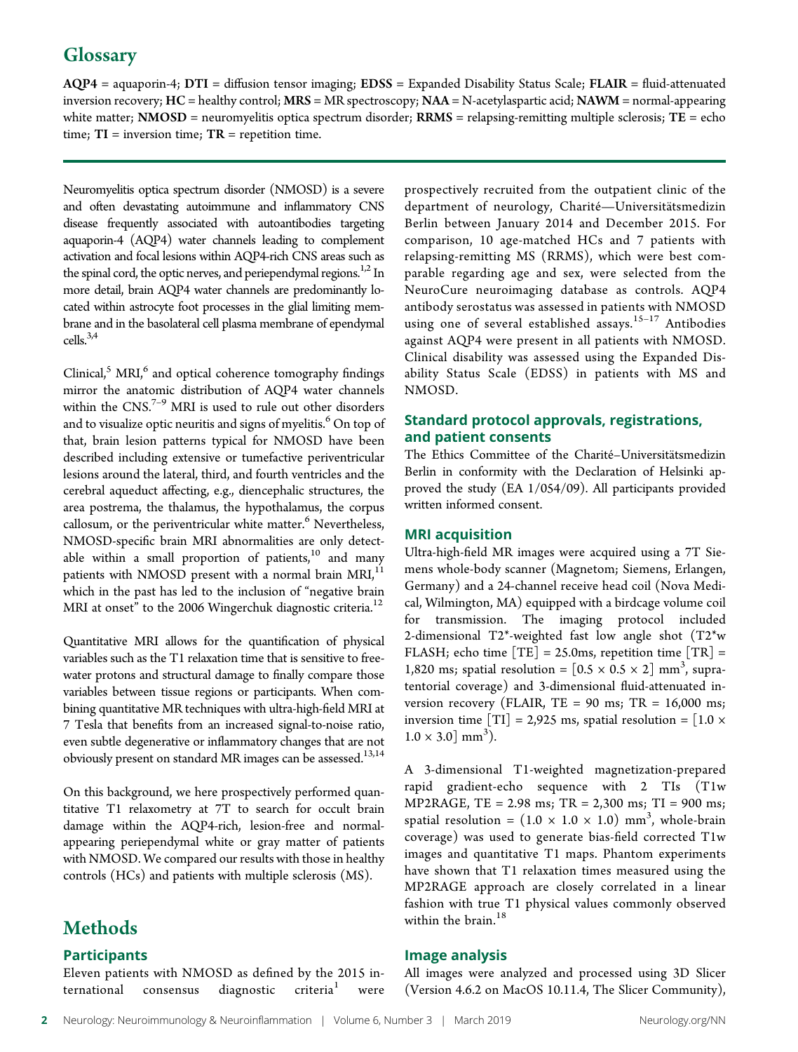## Glossary

**AQP4** = aquaporin-4; **DTI** = diffusion tensor imaging; **EDSS** = Expanded Disability Status Scale; **FLAIR** = fluid-attenuated inversion recovery; **HC** = healthy control; **MRS** = MR spectroscopy; **NAA** = N-acetylaspartic acid; **NAWM** = normal-appearing white matter; **NMOSD** = neuromyelitis optica spectrum disorder; **RRMS** = relapsing-remitting multiple sclerosis; **TE** = echo time; **TI** = inversion time; **TR** = repetition time.

Neuromyelitis optica spectrum disorder (NMOSD) is a severe and often devastating autoimmune and inflammatory CNS disease frequently associated with autoantibodies targeting aquaporin-4 (AQP4) water channels leading to complement activation and focal lesions within AQP4-rich CNS areas such as the spinal cord, the optic nerves, and periependymal regions.[1,2] In more detail, brain AQP4 water channels are predominantly located within astrocyte foot processes in the glial limiting membrane and in the basolateral cell plasma membrane of ependymal cells.[3,4]

Clinical,[5] MRI,[6] and optical coherence tomography findings mirror the anatomic distribution of AQP4 water channels within the CNS.[7–9] MRI is used to rule out other disorders and to visualize optic neuritis and signs of myelitis.[6] On top of that, brain lesion patterns typical for NMOSD have been described including extensive or tumefactive periventricular lesions around the lateral, third, and fourth ventricles and the cerebral aqueduct affecting, e.g., diencephalic structures, the area postrema, the thalamus, the hypothalamus, the corpus callosum, or the periventricular white matter.[6] Nevertheless, NMOSD-specific brain MRI abnormalities are only detectable within a small proportion of patients,[10] and many patients with NMOSD present with a normal brain MRI,[11] which in the past has led to the inclusion of "negative brain MRI at onset" to the 2006 Wingerchuk diagnostic criteria.[12]

Quantitative MRI allows for the quantification of physical variables such as the T1 relaxation time that is sensitive to free-water protons and structural damage to finally compare those variables between tissue regions or participants. When combining quantitative MR techniques with ultra-high-field MRI at 7 Tesla that benefits from an increased signal-to-noise ratio, even subtle degenerative or inflammatory changes that are not obviously present on standard MR images can be assessed.[13,14]

On this background, we here prospectively performed quantitative T1 relaxometry at 7T to search for occult brain damage within the AQP4-rich, lesion-free and normal-appearing periependymal white or gray matter of patients with NMOSD. We compared our results with those in healthy controls (HCs) and patients with multiple sclerosis (MS).

# Methods

### Participants

Eleven patients with NMOSD as defined by the 2015 international consensus diagnostic criteria[1] were prospectively recruited from the outpatient clinic of the department of neurology, Charité—Universitätsmedizin Berlin between January 2014 and December 2015. For comparison, 10 age-matched HCs and 7 patients with relapsing-remitting MS (RRMS), which were best comparable regarding age and sex, were selected from the NeuroCure neuroimaging database as controls. AQP4 antibody serostatus was assessed in patients with NMOSD using one of several established assays.[15–17] Antibodies against AQP4 were present in all patients with NMOSD. Clinical disability was assessed using the Expanded Disability Status Scale (EDSS) in patients with MS and NMOSD.

### Standard protocol approvals, registrations, and patient consents

The Ethics Committee of the Charité–Universitätsmedizin Berlin in conformity with the Declaration of Helsinki approved the study (EA 1/054/09). All participants provided written informed consent.

### MRI acquisition

Ultra-high-field MR images were acquired using a 7T Siemens whole-body scanner (Magnetom; Siemens, Erlangen, Germany) and a 24-channel receive head coil (Nova Medical, Wilmington, MA) equipped with a birdcage volume coil for transmission. The imaging protocol included 2-dimensional T2*-weighted fast low angle shot (T2*w FLASH; echo time [TE] = 25.0ms, repetition time [TR] = 1,820 ms; spatial resolution = $[0.5 \times 0.5 \times 2]$ $mm^3$, supratentorial coverage) and 3-dimensional fluid-attenuated inversion recovery (FLAIR, TE = 90 ms; TR = 16,000 ms; inversion time [TI] = 2,925 ms, spatial resolution = $[1.0 \times 1.0 \times 3.0]$ $mm^3$).

A 3-dimensional T1-weighted magnetization-prepared rapid gradient-echo sequence with 2 TIs (T1w MP2RAGE, TE = 2.98 ms; TR = 2,300 ms; TI = 900 ms; spatial resolution = $(1.0 \times 1.0 \times 1.0)$ $mm^3$, whole-brain coverage) was used to generate bias-field corrected T1w images and quantitative T1 maps. Phantom experiments have shown that T1 relaxation times measured using the MP2RAGE approach are closely correlated in a linear fashion with true T1 physical values commonly observed within the brain.[18]

### Image analysis

All images were analyzed and processed using 3D Slicer (Version 4.6.2 on MacOS 10.11.4, The Slicer Community),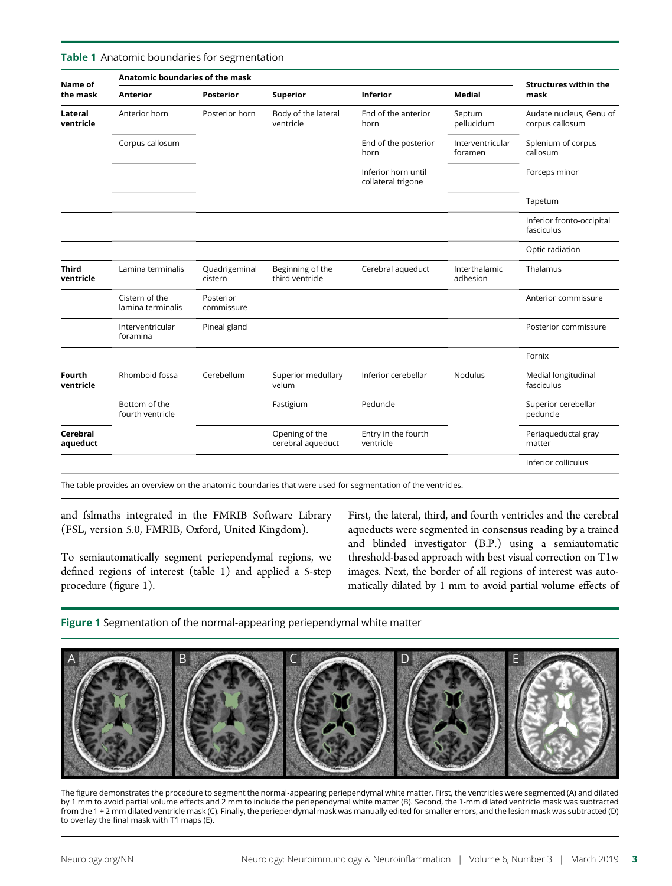**Table 1** Anatomic boundaries for segmentation

| Name of the mask | Anatomic boundaries of the mask | | | | | Structures within the mask |
|---|---|---|---|---|---|---|
| | **Anterior** | **Posterior** | **Superior** | **Inferior** | **Medial** | |
| **Lateral ventricle** | Anterior horn | Posterior horn | Body of the lateral ventricle | End of the anterior horn | Septum pellucidum | Audate nucleus, Genu of corpus callosum |
| | Corpus callosum | | | End of the posterior horn | Interventricular foramen | Splenium of corpus callosum |
| | | | | Inferior horn until collateral trigone | | Forceps minor |
| | | | | | | Tapetum |
| | | | | | | Inferior fronto-occipital fasciculus |
| | | | | | | Optic radiation |
| **Third ventricle** | Lamina terminalis | Quadrigeminal cistern | Beginning of the third ventricle | Cerebral aqueduct | Interthalamic adhesion | Thalamus |
| | Cistern of the lamina terminalis | Posterior commissure | | | | Anterior commissure |
| | Interventricular foramina | Pineal gland | | | | Posterior commissure |
| | | | | | | Fornix |
| **Fourth ventricle** | Rhomboid fossa | Cerebellum | Superior medullary velum | Inferior cerebellar | Nodulus | Medial longitudinal fasciculus |
| | Bottom of the fourth ventricle | | Fastigium | Peduncle | | Superior cerebellar peduncle |
| **Cerebral aqueduct** | | | Opening of the cerebral aqueduct | Entry in the fourth ventricle | | Periaqueductal gray matter |
| | | | | | | Inferior colliculus |

The table provides an overview on the anatomic boundaries that were used for segmentation of the ventricles.

and fslmaths integrated in the FMRIB Software Library (FSL, version 5.0, FMRIB, Oxford, United Kingdom).

To semiautomatically segment periependymal regions, we defined regions of interest (table 1) and applied a 5-step procedure (figure 1).

First, the lateral, third, and fourth ventricles and the cerebral aqueducts were segmented in consensus reading by a trained and blinded investigator (B.P.) using a semiautomatic threshold-based approach with best visual correction on T1w images. Next, the border of all regions of interest was automatically dilated by 1 mm to avoid partial volume effects of

**Figure 1** Segmentation of the normal-appearing periependymal white matter

The figure demonstrates the procedure to segment the normal-appearing periependymal white matter. First, the ventricles were segmented (A) and dilated by 1 mm to avoid partial volume effects and 2 mm to include the periependymal white matter (B). Second, the 1-mm dilated ventricle mask was subtracted from the 1 + 2 mm dilated ventricle mask (C). Finally, the periependymal mask was manually edited for smaller errors, and the lesion mask was subtracted (D) to overlay the final mask with T1 maps (E).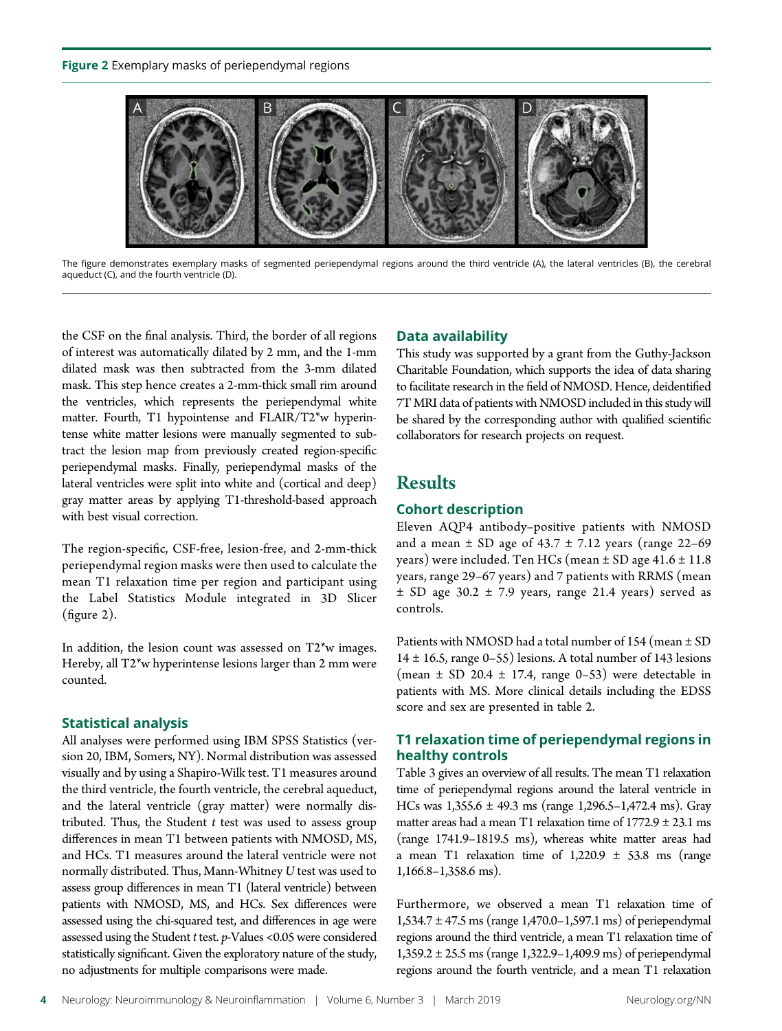**Figure 2** Exemplary masks of periependymal regions

The figure demonstrates exemplary masks of segmented periependymal regions around the third ventricle (A), the lateral ventricles (B), the cerebral aqueduct (C), and the fourth ventricle (D).

the CSF on the final analysis. Third, the border of all regions of interest was automatically dilated by 2 mm, and the 1-mm dilated mask was then subtracted from the 3-mm dilated mask. This step hence creates a 2-mm-thick small rim around the ventricles, which represents the periependymal white matter. Fourth, T1 hypointense and FLAIR/T2*w hyperintense white matter lesions were manually segmented to subtract the lesion map from previously created region-specific periependymal masks. Finally, periependymal masks of the lateral ventricles were split into white and (cortical and deep) gray matter areas by applying T1-threshold-based approach with best visual correction.

The region-specific, CSF-free, lesion-free, and 2-mm-thick periependymal region masks were then used to calculate the mean T1 relaxation time per region and participant using the Label Statistics Module integrated in 3D Slicer (figure 2).

In addition, the lesion count was assessed on T2*w images. Hereby, all T2*w hyperintense lesions larger than 2 mm were counted.

### Statistical analysis

All analyses were performed using IBM SPSS Statistics (version 20, IBM, Somers, NY). Normal distribution was assessed visually and by using a Shapiro-Wilk test. T1 measures around the third ventricle, the fourth ventricle, the cerebral aqueduct, and the lateral ventricle (gray matter) were normally distributed. Thus, the Student *t* test was used to assess group differences in mean T1 between patients with NMOSD, MS, and HCs. T1 measures around the lateral ventricle were not normally distributed. Thus, Mann-Whitney *U* test was used to assess group differences in mean T1 (lateral ventricle) between patients with NMOSD, MS, and HCs. Sex differences were assessed using the chi-squared test, and differences in age were assessed using the Student *t* test. *p*-Values <0.05 were considered statistically significant. Given the exploratory nature of the study, no adjustments for multiple comparisons were made.

### Data availability

This study was supported by a grant from the Guthy-Jackson Charitable Foundation, which supports the idea of data sharing to facilitate research in the field of NMOSD. Hence, deidentified 7T MRI data of patients with NMOSD included in this study will be shared by the corresponding author with qualified scientific collaborators for research projects on request.

## Results

### Cohort description

Eleven AQP4 antibody–positive patients with NMOSD and a mean ± SD age of 43.7 ± 7.12 years (range 22–69 years) were included. Ten HCs (mean ± SD age 41.6 ± 11.8 years, range 29–67 years) and 7 patients with RRMS (mean ± SD age 30.2 ± 7.9 years, range 21.4 years) served as controls.

Patients with NMOSD had a total number of 154 (mean ± SD 14 ± 16.5, range 0–55) lesions. A total number of 143 lesions (mean ± SD 20.4 ± 17.4, range 0–53) were detectable in patients with MS. More clinical details including the EDSS score and sex are presented in table 2.

### T1 relaxation time of periependymal regions in healthy controls

Table 3 gives an overview of all results. The mean T1 relaxation time of periependymal regions around the lateral ventricle in HCs was 1,355.6 ± 49.3 ms (range 1,296.5–1,472.4 ms). Gray matter areas had a mean T1 relaxation time of 1772.9 ± 23.1 ms (range 1741.9–1819.5 ms), whereas white matter areas had a mean T1 relaxation time of 1,220.9 ± 53.8 ms (range 1,166.8–1,358.6 ms).

Furthermore, we observed a mean T1 relaxation time of 1,534.7 ± 47.5 ms (range 1,470.0–1,597.1 ms) of periependymal regions around the third ventricle, a mean T1 relaxation time of 1,359.2 ± 25.5 ms (range 1,322.9–1,409.9 ms) of periependymal regions around the fourth ventricle, and a mean T1 relaxation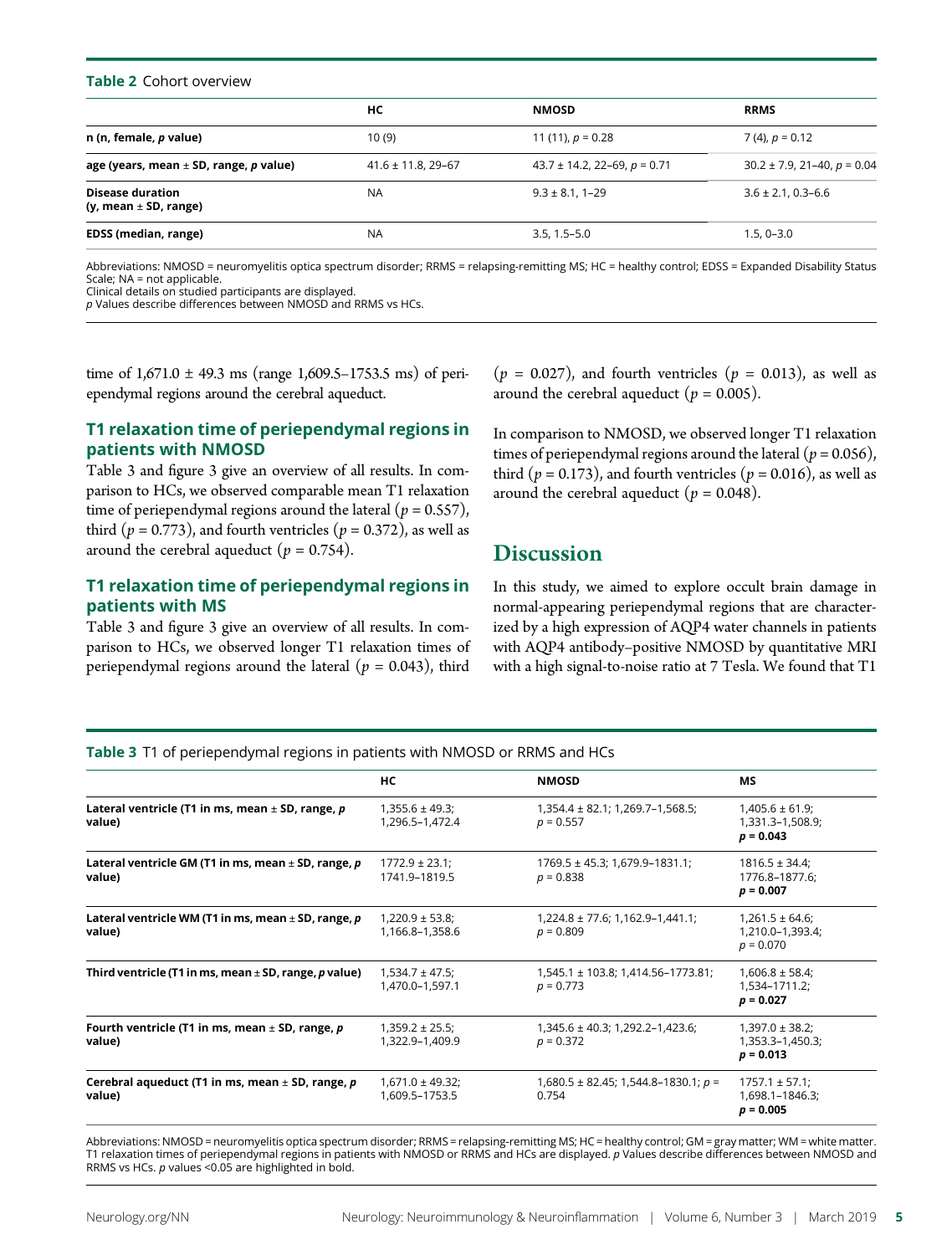**Table 2** Cohort overview

| | HC | NMOSD | RRMS |
|---|---|---|---|
| **n (n, female, *p* value)** | 10 (9) | 11 (11), *p* = 0.28 | 7 (4), *p* = 0.12 |
| **age (years, mean ± SD, range, *p* value)** | 41.6 ± 11.8, 29–67 | 43.7 ± 14.2, 22–69, *p* = 0.71 | 30.2 ± 7.9, 21–40, *p* = 0.04 |
| **Disease duration (y, mean ± SD, range)** | NA | 9.3 ± 8.1, 1–29 | 3.6 ± 2.1, 0.3–6.6 |
| **EDSS (median, range)** | NA | 3.5, 1.5–5.0 | 1.5, 0–3.0 |

Abbreviations: NMOSD = neuromyelitis optica spectrum disorder; RRMS = relapsing-remitting MS; HC = healthy control; EDSS = Expanded Disability Status Scale; NA = not applicable.
Clinical details on studied participants are displayed.
*p* Values describe differences between NMOSD and RRMS vs HCs.

time of 1,671.0 ± 49.3 ms (range 1,609.5–1753.5 ms) of periependymal regions around the cerebral aqueduct.

## T1 relaxation time of periependymal regions in patients with NMOSD

Table 3 and figure 3 give an overview of all results. In comparison to HCs, we observed comparable mean T1 relaxation time of periependymal regions around the lateral ($p = 0.557$), third ($p = 0.773$), and fourth ventricles ($p = 0.372$), as well as around the cerebral aqueduct ($p = 0.754$).

## T1 relaxation time of periependymal regions in patients with MS

Table 3 and figure 3 give an overview of all results. In comparison to HCs, we observed longer T1 relaxation times of periependymal regions around the lateral ($p = 0.043$), third ($p = 0.027$), and fourth ventricles ($p = 0.013$), as well as around the cerebral aqueduct ($p = 0.005$).

In comparison to NMOSD, we observed longer T1 relaxation times of periependymal regions around the lateral ($p = 0.056$), third ($p = 0.173$), and fourth ventricles ($p = 0.016$), as well as around the cerebral aqueduct ($p = 0.048$).

# Discussion

In this study, we aimed to explore occult brain damage in normal-appearing periependymal regions that are characterized by a high expression of AQP4 water channels in patients with AQP4 antibody–positive NMOSD by quantitative MRI with a high signal-to-noise ratio at 7 Tesla. We found that T1

**Table 3** T1 of periependymal regions in patients with NMOSD or RRMS and HCs

| | HC | NMOSD | MS |
|---|---|---|---|
| **Lateral ventricle (T1 in ms, mean ± SD, range, *p* value)** | 1,355.6 ± 49.3; 1,296.5–1,472.4 | 1,354.4 ± 82.1; 1,269.7–1,568.5; *p* = 0.557 | 1,405.6 ± 61.9; 1,331.3–1,508.9; ***p* = 0.043** |
| **Lateral ventricle GM (T1 in ms, mean ± SD, range, *p* value)** | 1772.9 ± 23.1; 1741.9–1819.5 | 1769.5 ± 45.3; 1,679.9–1831.1; *p* = 0.838 | 1816.5 ± 34.4; 1776.8–1877.6; ***p* = 0.007** |
| **Lateral ventricle WM (T1 in ms, mean ± SD, range, *p* value)** | 1,220.9 ± 53.8; 1,166.8–1,358.6 | 1,224.8 ± 77.6; 1,162.9–1,441.1; *p* = 0.809 | 1,261.5 ± 64.6; 1,210.0–1,393.4; *p* = 0.070 |
| **Third ventricle (T1 in ms, mean ± SD, range, *p* value)** | 1,534.7 ± 47.5; 1,470.0–1,597.1 | 1,545.1 ± 103.8; 1,414.56–1773.81; *p* = 0.773 | 1,606.8 ± 58.4; 1,534–1711.2; ***p* = 0.027** |
| **Fourth ventricle (T1 in ms, mean ± SD, range, *p* value)** | 1,359.2 ± 25.5; 1,322.9–1,409.9 | 1,345.6 ± 40.3; 1,292.2–1,423.6; *p* = 0.372 | 1,397.0 ± 38.2; 1,353.3–1,450.3; ***p* = 0.013** |
| **Cerebral aqueduct (T1 in ms, mean ± SD, range, *p* value)** | 1,671.0 ± 49.32; 1,609.5–1753.5 | 1,680.5 ± 82.45; 1,544.8–1830.1; *p* = 0.754 | 1757.1 ± 57.1; 1,698.1–1846.3; ***p* = 0.005** |

Abbreviations: NMOSD = neuromyelitis optica spectrum disorder; RRMS = relapsing-remitting MS; HC = healthy control; GM = gray matter; WM = white matter.
T1 relaxation times of periependymal regions in patients with NMOSD or RRMS and HCs are displayed. *p* Values describe differences between NMOSD and RRMS vs HCs. *p* values <0.05 are highlighted in bold.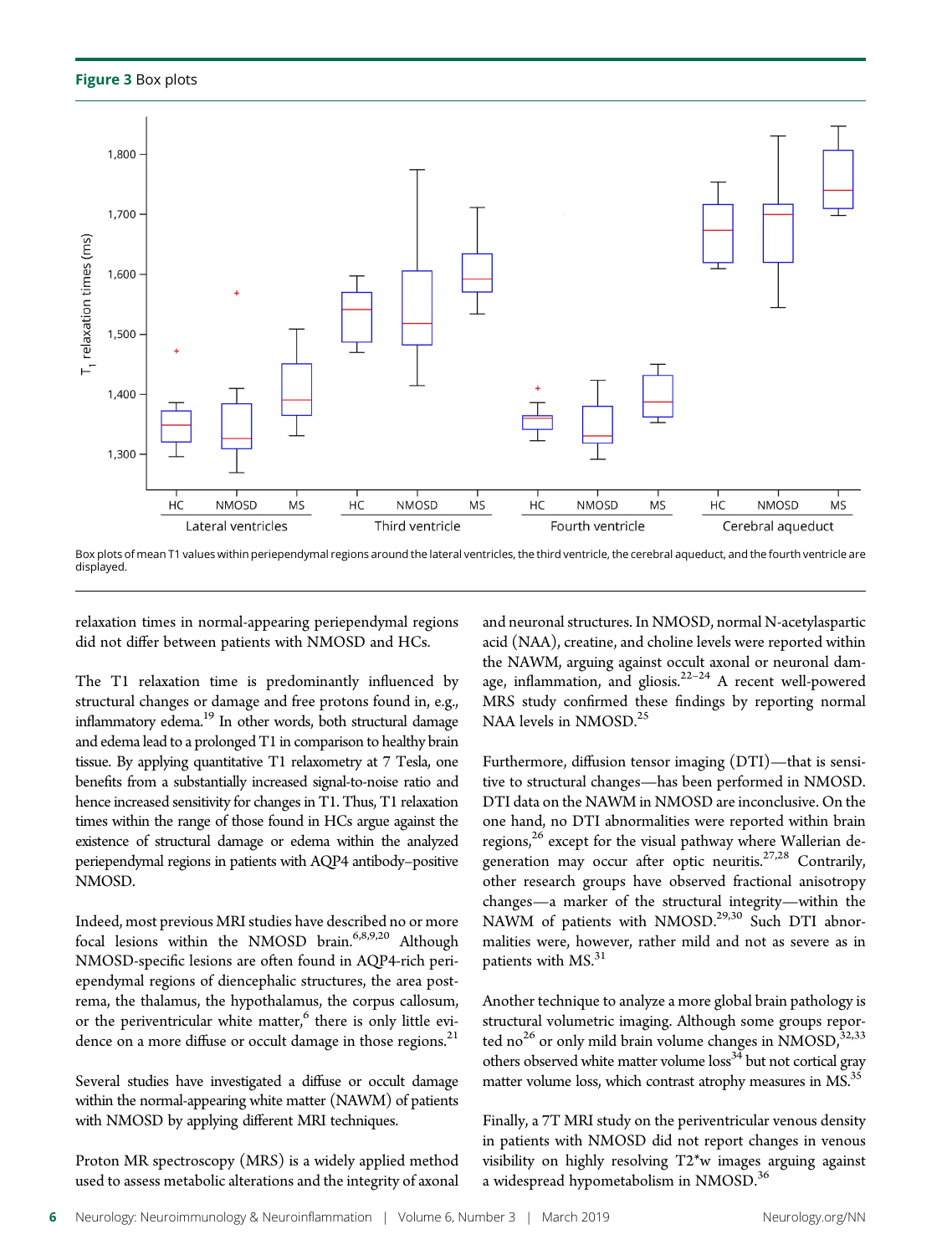**Figure 3** Box plots

Box plots of mean T1 values within periependymal regions around the lateral ventricles, the third ventricle, the cerebral aqueduct, and the fourth ventricle are displayed.

relaxation times in normal-appearing periependymal regions did not differ between patients with NMOSD and HCs.

The T1 relaxation time is predominantly influenced by structural changes or damage and free protons found in, e.g., inflammatory edema.[19] In other words, both structural damage and edema lead to a prolonged T1 in comparison to healthy brain tissue. By applying quantitative T1 relaxometry at 7 Tesla, one benefits from a substantially increased signal-to-noise ratio and hence increased sensitivity for changes in T1. Thus, T1 relaxation times within the range of those found in HCs argue against the existence of structural damage or edema within the analyzed periependymal regions in patients with AQP4 antibody–positive NMOSD.

Indeed, most previous MRI studies have described no or more focal lesions within the NMOSD brain.[6,8,9,20] Although NMOSD-specific lesions are often found in AQP4-rich periependymal regions of diencephalic structures, the area postrema, the thalamus, the hypothalamus, the corpus callosum, or the periventricular white matter,[6] there is only little evidence on a more diffuse or occult damage in those regions.[21]

Several studies have investigated a diffuse or occult damage within the normal-appearing white matter (NAWM) of patients with NMOSD by applying different MRI techniques.

Proton MR spectroscopy (MRS) is a widely applied method used to assess metabolic alterations and the integrity of axonal and neuronal structures. In NMOSD, normal N-acetylaspartic acid (NAA), creatine, and choline levels were reported within the NAWM, arguing against occult axonal or neuronal damage, inflammation, and gliosis.[22–24] A recent well-powered MRS study confirmed these findings by reporting normal NAA levels in NMOSD.[25]

Furthermore, diffusion tensor imaging (DTI)—that is sensitive to structural changes—has been performed in NMOSD. DTI data on the NAWM in NMOSD are inconclusive. On the one hand, no DTI abnormalities were reported within brain regions,[26] except for the visual pathway where Wallerian degeneration may occur after optic neuritis.[27,28] Contrarily, other research groups have observed fractional anisotropy changes—a marker of the structural integrity—within the NAWM of patients with NMOSD.[29,30] Such DTI abnormalities were, however, rather mild and not as severe as in patients with MS.[31]

Another technique to analyze a more global brain pathology is structural volumetric imaging. Although some groups reported no[26] or only mild brain volume changes in NMOSD,[32,33] others observed white matter volume loss[34] but not cortical gray matter volume loss, which contrast atrophy measures in MS.[35]

Finally, a 7T MRI study on the periventricular venous density in patients with NMOSD did not report changes in venous visibility on highly resolving T2*w images arguing against a widespread hypometabolism in NMOSD.[36]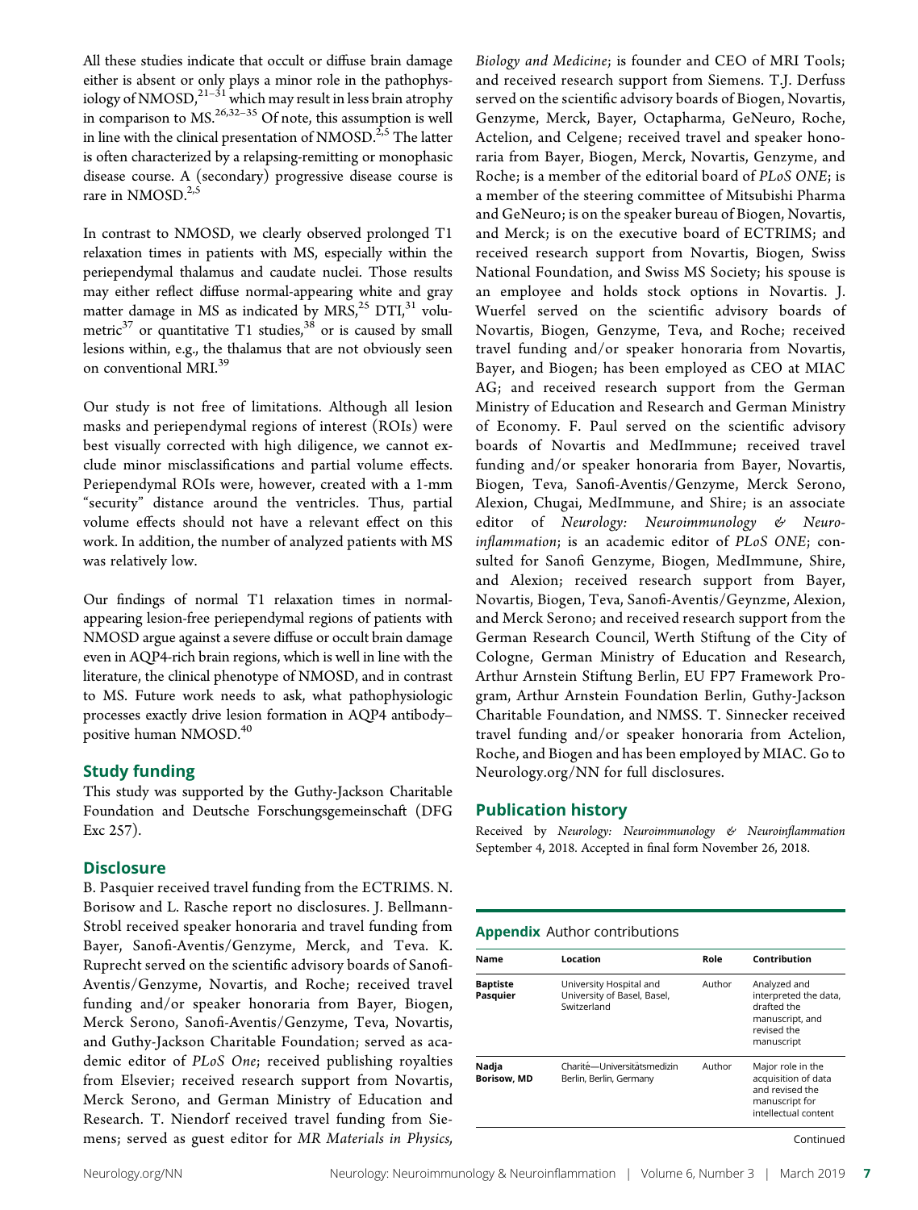All these studies indicate that occult or diffuse brain damage either is absent or only plays a minor role in the pathophysiology of NMOSD,[21–31] which may result in less brain atrophy in comparison to MS.[26,32–35] Of note, this assumption is well in line with the clinical presentation of NMOSD.[2,5] The latter is often characterized by a relapsing-remitting or monophasic disease course. A (secondary) progressive disease course is rare in NMOSD.[2,5]

In contrast to NMOSD, we clearly observed prolonged T1 relaxation times in patients with MS, especially within the periependymal thalamus and caudate nuclei. Those results may either reflect diffuse normal-appearing white and gray matter damage in MS as indicated by MRS,[25] DTI,[31] volumetric[37] or quantitative T1 studies,[38] or is caused by small lesions within, e.g., the thalamus that are not obviously seen on conventional MRI.[39]

Our study is not free of limitations. Although all lesion masks and periependymal regions of interest (ROIs) were best visually corrected with high diligence, we cannot exclude minor misclassifications and partial volume effects. Periependymal ROIs were, however, created with a 1-mm "security" distance around the ventricles. Thus, partial volume effects should not have a relevant effect on this work. In addition, the number of analyzed patients with MS was relatively low.

Our findings of normal T1 relaxation times in normal-appearing lesion-free periependymal regions of patients with NMOSD argue against a severe diffuse or occult brain damage even in AQP4-rich brain regions, which is well in line with the literature, the clinical phenotype of NMOSD, and in contrast to MS. Future work needs to ask, what pathophysiologic processes exactly drive lesion formation in AQP4 antibody–positive human NMOSD.[40]

## Study funding

This study was supported by the Guthy-Jackson Charitable Foundation and Deutsche Forschungsgemeinschaft (DFG Exc 257).

## Disclosure

B. Pasquier received travel funding from the ECTRIMS. N. Borisow and L. Rasche report no disclosures. J. Bellmann-Strobl received speaker honoraria and travel funding from Bayer, Sanofi-Aventis/Genzyme, Merck, and Teva. K. Ruprecht served on the scientific advisory boards of Sanofi-Aventis/Genzyme, Novartis, and Roche; received travel funding and/or speaker honoraria from Bayer, Biogen, Merck Serono, Sanofi-Aventis/Genzyme, Teva, Novartis, and Guthy-Jackson Charitable Foundation; served as academic editor of *PLoS One*; received publishing royalties from Elsevier; received research support from Novartis, Merck Serono, and German Ministry of Education and Research. T. Niendorf received travel funding from Siemens; served as guest editor for *MR Materials in Physics, Biology and Medicine*; is founder and CEO of MRI Tools; and received research support from Siemens. T.J. Derfuss served on the scientific advisory boards of Biogen, Novartis, Genzyme, Merck, Bayer, Octapharma, GeNeuro, Roche, Actelion, and Celgene; received travel and speaker honoraria from Bayer, Biogen, Merck, Novartis, Genzyme, and Roche; is a member of the editorial board of *PLoS ONE*; is a member of the steering committee of Mitsubishi Pharma and GeNeuro; is on the speaker bureau of Biogen, Novartis, and Merck; is on the executive board of ECTRIMS; and received research support from Novartis, Biogen, Swiss National Foundation, and Swiss MS Society; his spouse is an employee and holds stock options in Novartis. J. Wuerfel served on the scientific advisory boards of Novartis, Biogen, Genzyme, Teva, and Roche; received travel funding and/or speaker honoraria from Novartis, Bayer, and Biogen; has been employed as CEO at MIAC AG; and received research support from the German Ministry of Education and Research and German Ministry of Economy. F. Paul served on the scientific advisory boards of Novartis and MedImmune; received travel funding and/or speaker honoraria from Bayer, Novartis, Biogen, Teva, Sanofi-Aventis/Genzyme, Merck Serono, Alexion, Chugai, MedImmune, and Shire; is an associate editor of *Neurology: Neuroimmunology & Neuroinflammation*; is an academic editor of *PLoS ONE*; consulted for Sanofi Genzyme, Biogen, MedImmune, Shire, and Alexion; received research support from Bayer, Novartis, Biogen, Teva, Sanofi-Aventis/Geynzme, Alexion, and Merck Serono; and received research support from the German Research Council, Werth Stiftung of the City of Cologne, German Ministry of Education and Research, Arthur Arnstein Stiftung Berlin, EU FP7 Framework Program, Arthur Arnstein Foundation Berlin, Guthy-Jackson Charitable Foundation, and NMSS. T. Sinnecker received travel funding and/or speaker honoraria from Actelion, Roche, and Biogen and has been employed by MIAC. Go to Neurology.org/NN for full disclosures.

## Publication history

Received by *Neurology: Neuroimmunology & Neuroinflammation* September 4, 2018. Accepted in final form November 26, 2018.

**Appendix** Author contributions

| Name | Location | Role | Contribution |
|---|---|---|---|
| **Baptiste Pasquier** | University Hospital and University of Basel, Basel, Switzerland | Author | Analyzed and interpreted the data, drafted the manuscript, and revised the manuscript |
| **Nadja Borisow, MD** | Charité—Universitätsmedizin Berlin, Berlin, Germany | Author | Major role in the acquisition of data and revised the manuscript for intellectual content |

Continued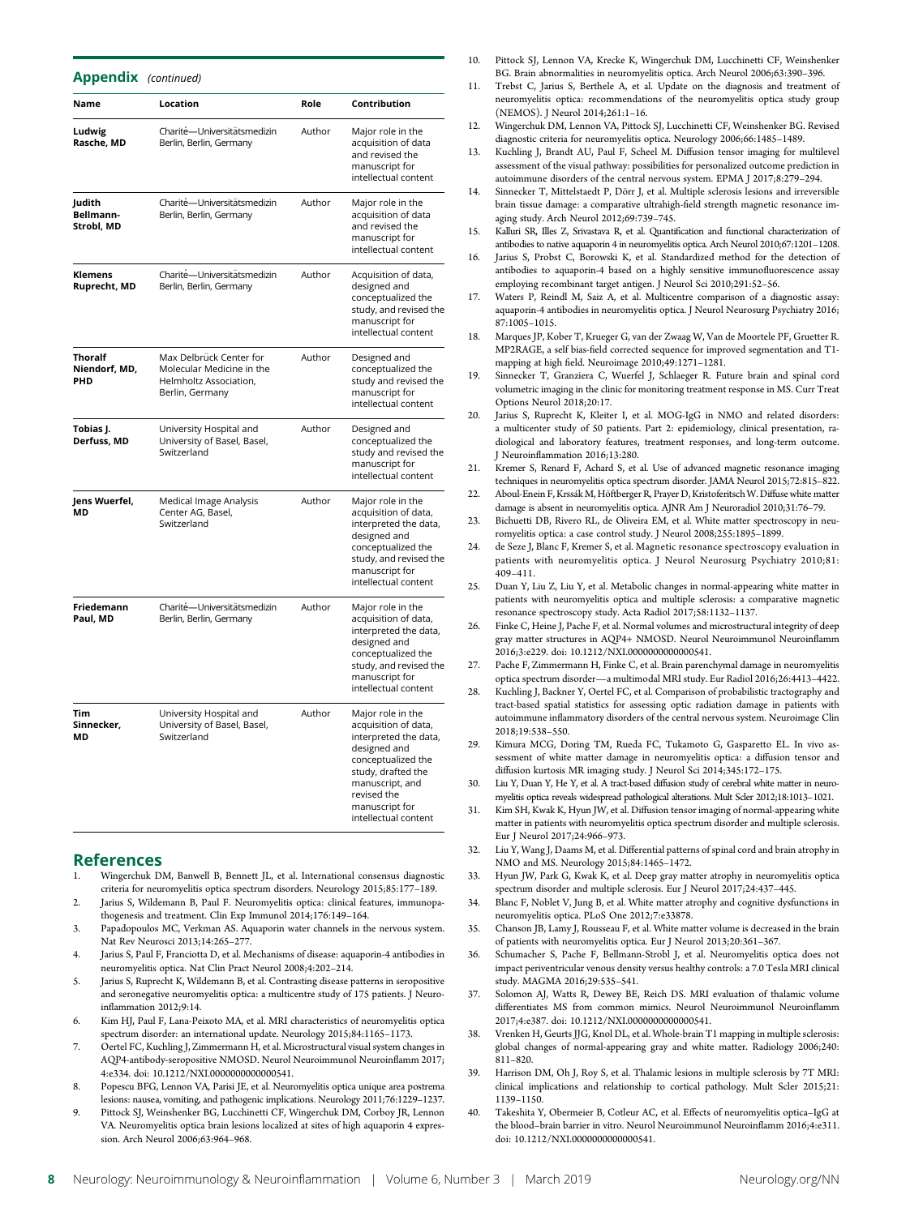## Appendix (continued)

| Name | Location | Role | Contribution |
| --- | --- | --- | --- |
| **Ludwig Rasche, MD** | Charité—Universitätsmedizin Berlin, Berlin, Germany | Author | Major role in the acquisition of data and revised the manuscript for intellectual content |
| **Judith Bellmann-Strobl, MD** | Charité—Universitätsmedizin Berlin, Berlin, Germany | Author | Major role in the acquisition of data and revised the manuscript for intellectual content |
| **Klemens Ruprecht, MD** | Charité—Universitätsmedizin Berlin, Berlin, Germany | Author | Acquisition of data, designed and conceptualized the study, and revised the manuscript for intellectual content |
| **Thoralf Niendorf, MD, PHD** | Max Delbrück Center for Molecular Medicine in the Helmholtz Association, Berlin, Germany | Author | Designed and conceptualized the study and revised the manuscript for intellectual content |
| **Tobias J. Derfuss, MD** | University Hospital and University of Basel, Basel, Switzerland | Author | Designed and conceptualized the study and revised the manuscript for intellectual content |
| **Jens Wuerfel, MD** | Medical Image Analysis Center AG, Basel, Switzerland | Author | Major role in the acquisition of data, interpreted the data, designed and conceptualized the study, and revised the manuscript for intellectual content |
| **Friedemann Paul, MD** | Charité—Universitätsmedizin Berlin, Berlin, Germany | Author | Major role in the acquisition of data, interpreted the data, designed and conceptualized the study, and revised the manuscript for intellectual content |
| **Tim Sinnecker, MD** | University Hospital and University of Basel, Basel, Switzerland | Author | Major role in the acquisition of data, interpreted the data, designed and conceptualized the study, drafted the manuscript, and revised the manuscript for intellectual content |

## References

1. Wingerchuk DM, Banwell B, Bennett JL, et al. International consensus diagnostic criteria for neuromyelitis optica spectrum disorders. Neurology 2015;85:177–189.
2. Jarius S, Wildemann B, Paul F. Neuromyelitis optica: clinical features, immunopathogenesis and treatment. Clin Exp Immunol 2014;176:149–164.
3. Papadopoulos MC, Verkman AS. Aquaporin water channels in the nervous system. Nat Rev Neurosci 2013;14:265–277.
4. Jarius S, Paul F, Franciotta D, et al. Mechanisms of disease: aquaporin-4 antibodies in neuromyelitis optica. Nat Clin Pract Neurol 2008;4:202–214.
5. Jarius S, Ruprecht K, Wildemann B, et al. Contrasting disease patterns in seropositive and seronegative neuromyelitis optica: a multicentre study of 175 patients. J Neuroinflammation 2012;9:14.
6. Kim HJ, Paul F, Lana-Peixoto MA, et al. MRI characteristics of neuromyelitis optica spectrum disorder: an international update. Neurology 2015;84:1165–1173.
7. Oertel FC, Kuchling J, Zimmermann H, et al. Microstructural visual system changes in AQP4-antibody-seropositive NMOSD. Neurol Neuroimmunol Neuroinflamm 2017; 4:e334. doi: 10.1212/NXI.0000000000000541.
8. Popescu BFG, Lennon VA, Parisi JE, et al. Neuromyelitis optica unique area postrema lesions: nausea, vomiting, and pathogenic implications. Neurology 2011;76:1229–1237.
9. Pittock SJ, Weinshenker BG, Lucchinetti CF, Wingerchuk DM, Corboy JR, Lennon VA. Neuromyelitis optica brain lesions localized at sites of high aquaporin 4 expression. Arch Neurol 2006;63:964–968.
10. Pittock SJ, Lennon VA, Krecke K, Wingerchuk DM, Lucchinetti CF, Weinshenker BG. Brain abnormalities in neuromyelitis optica. Arch Neurol 2006;63:390–396.
11. Trebst C, Jarius S, Berthele A, et al. Update on the diagnosis and treatment of neuromyelitis optica: recommendations of the neuromyelitis optica study group (NEMOS). J Neurol 2014;261:1–16.
12. Wingerchuk DM, Lennon VA, Pittock SJ, Lucchinetti CF, Weinshenker BG. Revised diagnostic criteria for neuromyelitis optica. Neurology 2006;66:1485–1489.
13. Kuchling J, Brandt AU, Paul F, Scheel M. Diffusion tensor imaging for multilevel assessment of the visual pathway: possibilities for personalized outcome prediction in autoimmune disorders of the central nervous system. EPMA J 2017;8:279–294.
14. Sinnecker T, Mittelstaedt P, Dörr J, et al. Multiple sclerosis lesions and irreversible brain tissue damage: a comparative ultrahigh-field strength magnetic resonance imaging study. Arch Neurol 2012;69:739–745.
15. Kalluri SR, Illes Z, Srivastava R, et al. Quantification and functional characterization of antibodies to native aquaporin 4 in neuromyelitis optica. Arch Neurol 2010;67:1201–1208.
16. Jarius S, Probst C, Borowski K, et al. Standardized method for the detection of antibodies to aquaporin-4 based on a highly sensitive immunofluorescence assay employing recombinant target antigen. J Neurol Sci 2010;291:52–56.
17. Waters P, Reindl M, Saiz A, et al. Multicentre comparison of a diagnostic assay: aquaporin-4 antibodies in neuromyelitis optica. J Neurol Neurosurg Psychiatry 2016; 87:1005–1015.
18. Marques JP, Kober T, Krueger G, van der Zwaag W, Van de Moortele PF, Gruetter R. MP2RAGE, a self bias-field corrected sequence for improved segmentation and T1-mapping at high field. Neuroimage 2010;49:1271–1281.
19. Sinnecker T, Granziera C, Wuerfel J, Schlaeger R. Future brain and spinal cord volumetric imaging in the clinic for monitoring treatment response in MS. Curr Treat Options Neurol 2018;20:17.
20. Jarius S, Ruprecht K, Kleiter I, et al. MOG-IgG in NMO and related disorders: a multicenter study of 50 patients. Part 2: epidemiology, clinical presentation, radiological and laboratory features, treatment responses, and long-term outcome. J Neuroinflammation 2016;13:280.
21. Kremer S, Renard F, Achard S, et al. Use of advanced magnetic resonance imaging techniques in neuromyelitis optica spectrum disorder. JAMA Neurol 2015;72:815–822.
22. Aboul-Enein F, Krssák M, Höftberger R, Prayer D, Kristoferitsch W. Diffuse white matter damage is absent in neuromyelitis optica. AJNR Am J Neuroradiol 2010;31:76–79.
23. Bichuetti DB, Rivero RL, de Oliveira EM, et al. White matter spectroscopy in neuromyelitis optica: a case control study. J Neurol 2008;255:1895–1899.
24. de Seze J, Blanc F, Kremer S, et al. Magnetic resonance spectroscopy evaluation in patients with neuromyelitis optica. J Neurol Neurosurg Psychiatry 2010;81: 409–411.
25. Duan Y, Liu Z, Liu Y, et al. Metabolic changes in normal-appearing white matter in patients with neuromyelitis optica and multiple sclerosis: a comparative magnetic resonance spectroscopy study. Acta Radiol 2017;58:1132–1137.
26. Finke C, Heine J, Pache F, et al. Normal volumes and microstructural integrity of deep gray matter structures in AQP4+ NMOSD. Neurol Neuroimmunol Neuroinflamm 2016;3:e229. doi: 10.1212/NXI.0000000000000541.
27. Pache F, Zimmermann H, Finke C, et al. Brain parenchymal damage in neuromyelitis optica spectrum disorder—a multimodal MRI study. Eur Radiol 2016;26:4413–4422.
28. Kuchling J, Backner Y, Oertel FC, et al. Comparison of probabilistic tractography and tract-based spatial statistics for assessing optic radiation damage in patients with autoimmune inflammatory disorders of the central nervous system. Neuroimage Clin 2018;19:538–550.
29. Kimura MCG, Doring TM, Rueda FC, Tukamoto G, Gasparetto EL. In vivo assessment of white matter damage in neuromyelitis optica: a diffusion tensor and diffusion kurtosis MR imaging study. J Neurol Sci 2014;345:172–175.
30. Liu Y, Duan Y, He Y, et al. A tract-based diffusion study of cerebral white matter in neuromyelitis optica reveals widespread pathological alterations. Mult Scler 2012;18:1013–1021.
31. Kim SH, Kwak K, Hyun JW, et al. Diffusion tensor imaging of normal-appearing white matter in patients with neuromyelitis optica spectrum disorder and multiple sclerosis. Eur J Neurol 2017;24:966–973.
32. Liu Y, Wang J, Daams M, et al. Differential patterns of spinal cord and brain atrophy in NMO and MS. Neurology 2015;84:1465–1472.
33. Hyun JW, Park G, Kwak K, et al. Deep gray matter atrophy in neuromyelitis optica spectrum disorder and multiple sclerosis. Eur J Neurol 2017;24:437–445.
34. Blanc F, Noblet V, Jung B, et al. White matter atrophy and cognitive dysfunctions in neuromyelitis optica. PLoS One 2012;7:e33878.
35. Chanson JB, Lamy J, Rousseau F, et al. White matter volume is decreased in the brain of patients with neuromyelitis optica. Eur J Neurol 2013;20:361–367.
36. Schumacher S, Pache F, Bellmann-Strobl J, et al. Neuromyelitis optica does not impact periventricular venous density versus healthy controls: a 7.0 Tesla MRI clinical study. MAGMA 2016;29:535–541.
37. Solomon AJ, Watts R, Dewey BE, Reich DS. MRI evaluation of thalamic volume differentiates MS from common mimics. Neurol Neuroimmunol Neuroinflamm 2017;4:e387. doi: 10.1212/NXI.0000000000000541.
38. Vrenken H, Geurts JJG, Knol DL, et al. Whole-brain T1 mapping in multiple sclerosis: global changes of normal-appearing gray and white matter. Radiology 2006;240: 811–820.
39. Harrison DM, Oh J, Roy S, et al. Thalamic lesions in multiple sclerosis by 7T MRI: clinical implications and relationship to cortical pathology. Mult Scler 2015;21: 1139–1150.
40. Takeshita Y, Obermeier B, Cotleur AC, et al. Effects of neuromyelitis optica–IgG at the blood–brain barrier in vitro. Neurol Neuroimmunol Neuroinflamm 2016;4:e311. doi: 10.1212/NXI.0000000000000541.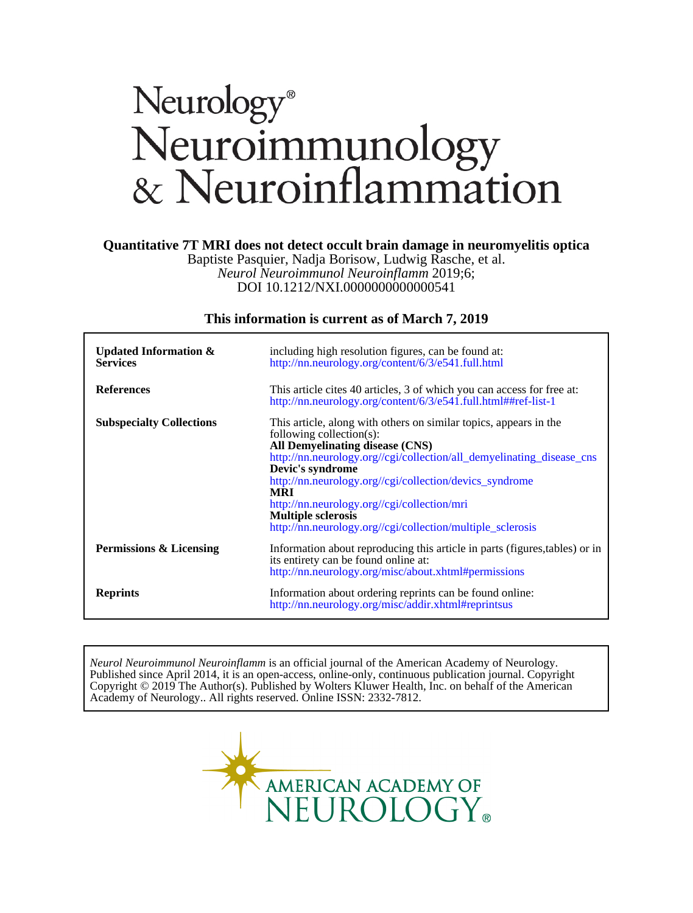# Neurology® Neuroimmunology & Neuroinflammation

**Quantitative 7T MRI does not detect occult brain damage in neuromyelitis optica**

Baptiste Pasquier, Nadja Borisow, Ludwig Rasche, et al.

*Neurol Neuroimmunol Neuroinflamm* 2019;6;

DOI 10.1212/NXI.0000000000000541

**This information is current as of March 7, 2019**

| | |
|---|---|
| **Updated Information & Services** | including high resolution figures, can be found at: http://nn.neurology.org/content/6/3/e541.full.html |
| **References** | This article cites 40 articles, 3 of which you can access for free at: http://nn.neurology.org/content/6/3/e541.full.html##ref-list-1 |
| **Subspecialty Collections** | This article, along with others on similar topics, appears in the following collection(s): **All Demyelinating disease (CNS)** http://nn.neurology.org//cgi/collection/all_demyelinating_disease_cns **Devic's syndrome** http://nn.neurology.org//cgi/collection/devics_syndrome **MRI** http://nn.neurology.org//cgi/collection/mri **Multiple sclerosis** http://nn.neurology.org//cgi/collection/multiple_sclerosis |
| **Permissions & Licensing** | Information about reproducing this article in parts (figures,tables) or in its entirety can be found online at: http://nn.neurology.org/misc/about.xhtml#permissions |
| **Reprints** | Information about ordering reprints can be found online: http://nn.neurology.org/misc/addir.xhtml#reprintsus |

*Neurol Neuroimmunol Neuroinflamm* is an official journal of the American Academy of Neurology. Published since April 2014, it is an open-access, online-only, continuous publication journal. Copyright Copyright © 2019 The Author(s). Published by Wolters Kluwer Health, Inc. on behalf of the American Academy of Neurology.. All rights reserved. Online ISSN: 2332-7812.

AMERICAN ACADEMY OF NEUROLOGY®